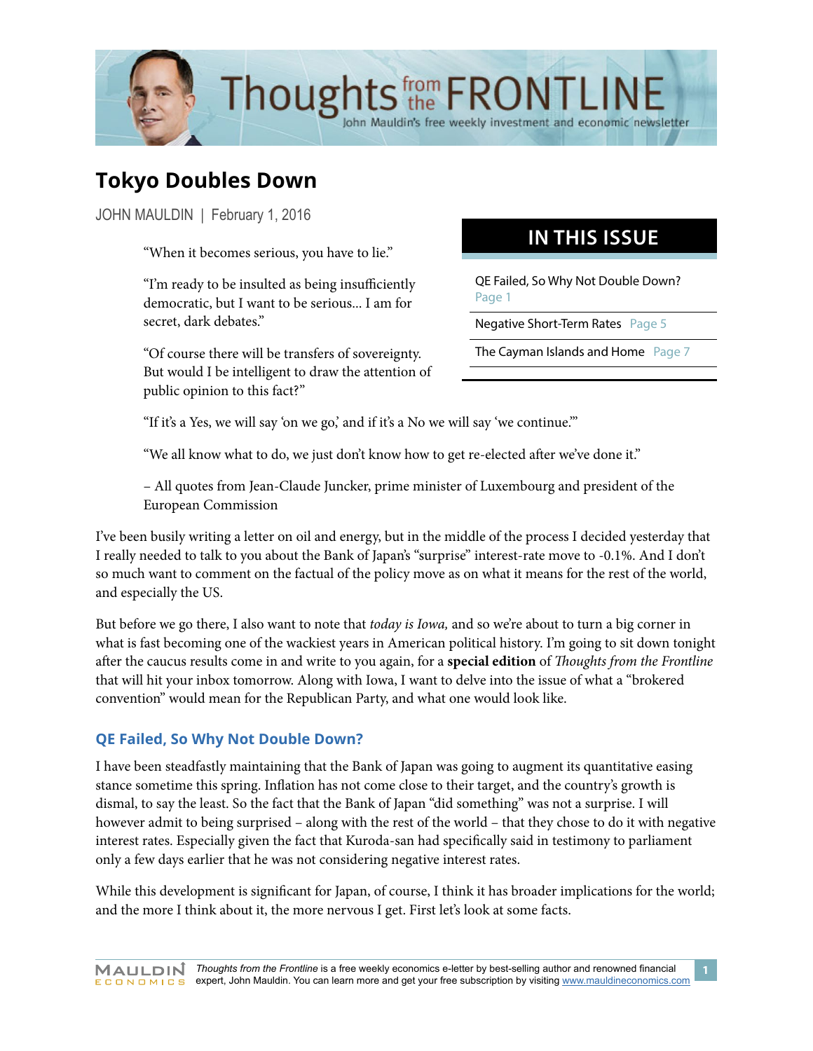# Tokyo Doubles Down

JOHN MAULDIN | February 1, 2016

## IN THIS ISSUE

- QE Failed, So Why Not Double Down? Page 1
- Negative Short-Term Rates Page 5
- The Cayman Islands and Home Page 7

> "When it becomes serious, you have to lie."
>
> "I'm ready to be insulted as being insufficiently democratic, but I want to be serious... I am for secret, dark debates."
>
> "Of course there will be transfers of sovereignty. But would I be intelligent to draw the attention of public opinion to this fact?"
>
> "If it's a Yes, we will say 'on we go,' and if it's a No we will say 'we continue.'"
>
> "We all know what to do, we just don't know how to get re-elected after we've done it."
>
> – All quotes from Jean-Claude Juncker, prime minister of Luxembourg and president of the European Commission

I've been busily writing a letter on oil and energy, but in the middle of the process I decided yesterday that I really needed to talk to you about the Bank of Japan's "surprise" interest-rate move to -0.1%. And I don't so much want to comment on the factual of the policy move as on what it means for the rest of the world, and especially the US.

But before we go there, I also want to note that *today is Iowa,* and so we're about to turn a big corner in what is fast becoming one of the wackiest years in American political history. I'm going to sit down tonight after the caucus results come in and write to you again, for a **special edition** of *Thoughts from the Frontline* that will hit your inbox tomorrow. Along with Iowa, I want to delve into the issue of what a "brokered convention" would mean for the Republican Party, and what one would look like.

## QE Failed, So Why Not Double Down?

I have been steadfastly maintaining that the Bank of Japan was going to augment its quantitative easing stance sometime this spring. Inflation has not come close to their target, and the country's growth is dismal, to say the least. So the fact that the Bank of Japan "did something" was not a surprise. I will however admit to being surprised – along with the rest of the world – that they chose to do it with negative interest rates. Especially given the fact that Kuroda-san had specifically said in testimony to parliament only a few days earlier that he was not considering negative interest rates.

While this development is significant for Japan, of course, I think it has broader implications for the world; and the more I think about it, the more nervous I get. First let's look at some facts.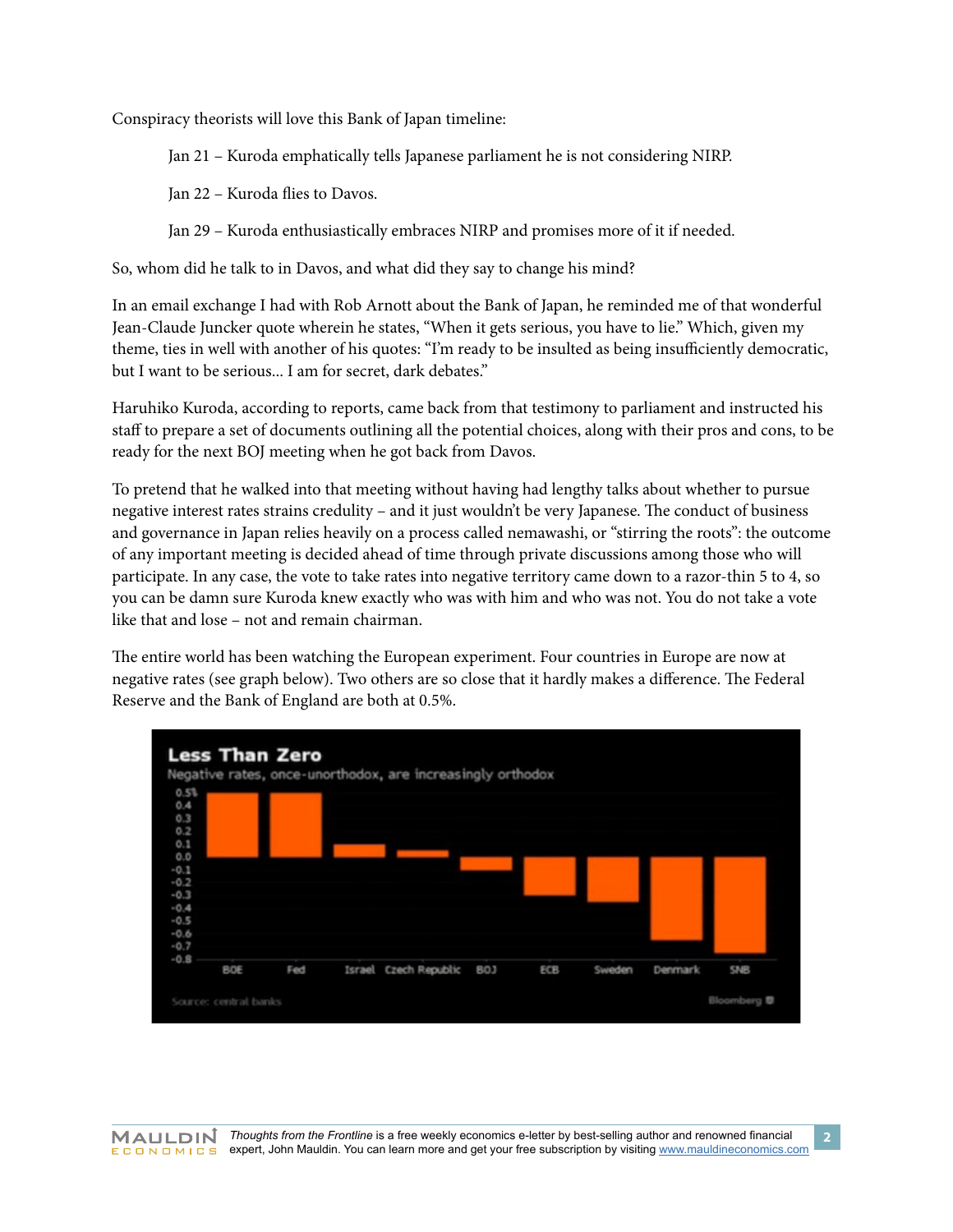Conspiracy theorists will love this Bank of Japan timeline:

> Jan 21 – Kuroda emphatically tells Japanese parliament he is not considering NIRP.
>
> Jan 22 – Kuroda flies to Davos.
>
> Jan 29 – Kuroda enthusiastically embraces NIRP and promises more of it if needed.

So, whom did he talk to in Davos, and what did they say to change his mind?

In an email exchange I had with Rob Arnott about the Bank of Japan, he reminded me of that wonderful Jean-Claude Juncker quote wherein he states, "When it gets serious, you have to lie." Which, given my theme, ties in well with another of his quotes: "I'm ready to be insulted as being insufficiently democratic, but I want to be serious… I am for secret, dark debates."

Haruhiko Kuroda, according to reports, came back from that testimony to parliament and instructed his staff to prepare a set of documents outlining all the potential choices, along with their pros and cons, to be ready for the next BOJ meeting when he got back from Davos.

To pretend that he walked into that meeting without having had lengthy talks about whether to pursue negative interest rates strains credulity – and it just wouldn't be very Japanese. The conduct of business and governance in Japan relies heavily on a process called nemawashi, or "stirring the roots": the outcome of any important meeting is decided ahead of time through private discussions among those who will participate. In any case, the vote to take rates into negative territory came down to a razor-thin 5 to 4, so you can be damn sure Kuroda knew exactly who was with him and who was not. You do not take a vote like that and lose – not and remain chairman.

The entire world has been watching the European experiment. Four countries in Europe are now at negative rates (see graph below). Two others are so close that it hardly makes a difference. The Federal Reserve and the Bank of England are both at 0.5%.

**Less Than Zero**

Negative rates, once-unorthodox, are increasingly orthodox

Source: central banks — Bloomberg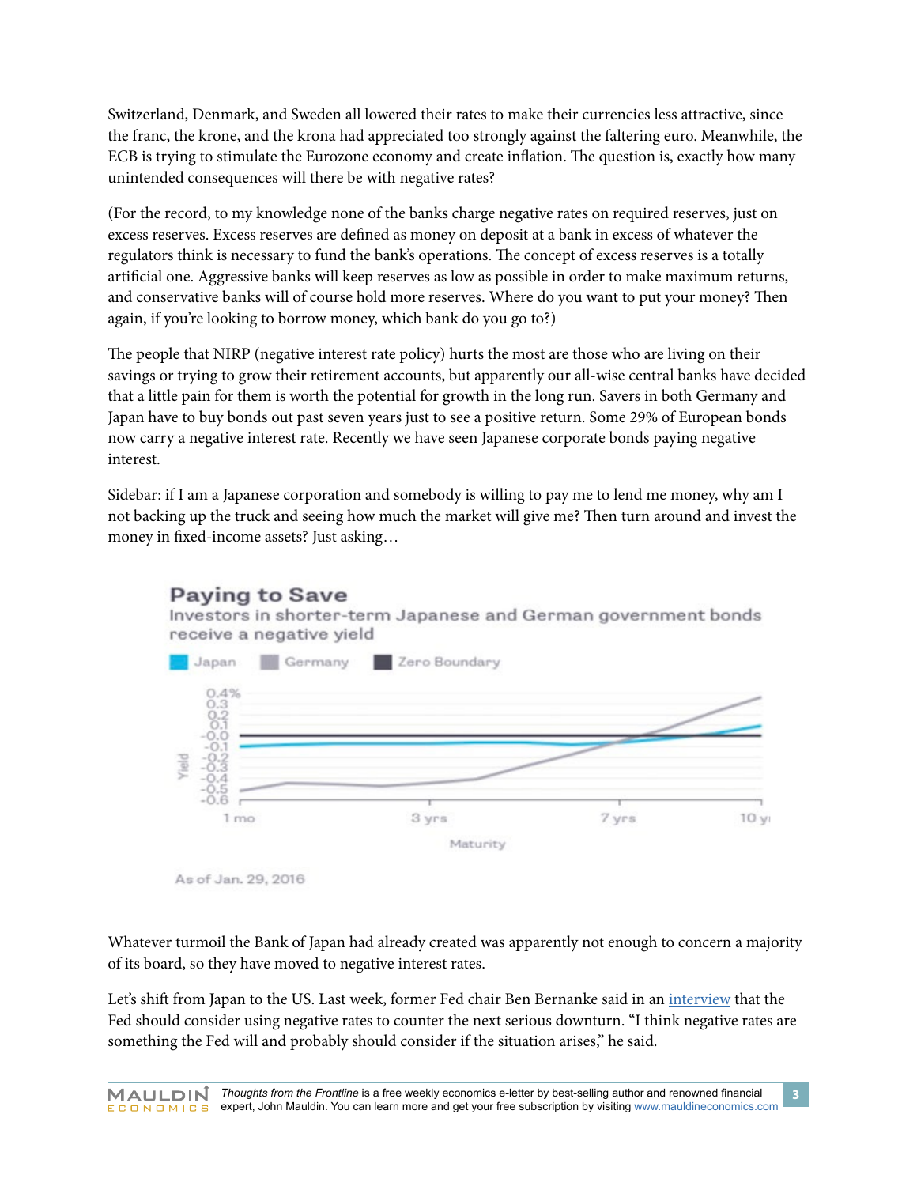Switzerland, Denmark, and Sweden all lowered their rates to make their currencies less attractive, since the franc, the krone, and the krona had appreciated too strongly against the faltering euro. Meanwhile, the ECB is trying to stimulate the Eurozone economy and create inflation. The question is, exactly how many unintended consequences will there be with negative rates?

(For the record, to my knowledge none of the banks charge negative rates on required reserves, just on excess reserves. Excess reserves are defined as money on deposit at a bank in excess of whatever the regulators think is necessary to fund the bank's operations. The concept of excess reserves is a totally artificial one. Aggressive banks will keep reserves as low as possible in order to make maximum returns, and conservative banks will of course hold more reserves. Where do you want to put your money? Then again, if you're looking to borrow money, which bank do you go to?)

The people that NIRP (negative interest rate policy) hurts the most are those who are living on their savings or trying to grow their retirement accounts, but apparently our all-wise central banks have decided that a little pain for them is worth the potential for growth in the long run. Savers in both Germany and Japan have to buy bonds out past seven years just to see a positive return. Some 29% of European bonds now carry a negative interest rate. Recently we have seen Japanese corporate bonds paying negative interest.

Sidebar: if I am a Japanese corporation and somebody is willing to pay me to lend me money, why am I not backing up the truck and seeing how much the market will give me? Then turn around and invest the money in fixed-income assets? Just asking…

**Paying to Save**

Investors in shorter-term Japanese and German government bonds receive a negative yield

Japan | Germany | Zero Boundary

As of Jan. 29, 2016

Whatever turmoil the Bank of Japan had already created was apparently not enough to concern a majority of its board, so they have moved to negative interest rates.

Let's shift from Japan to the US. Last week, former Fed chair Ben Bernanke said in an interview that the Fed should consider using negative rates to counter the next serious downturn. "I think negative rates are something the Fed will and probably should consider if the situation arises," he said.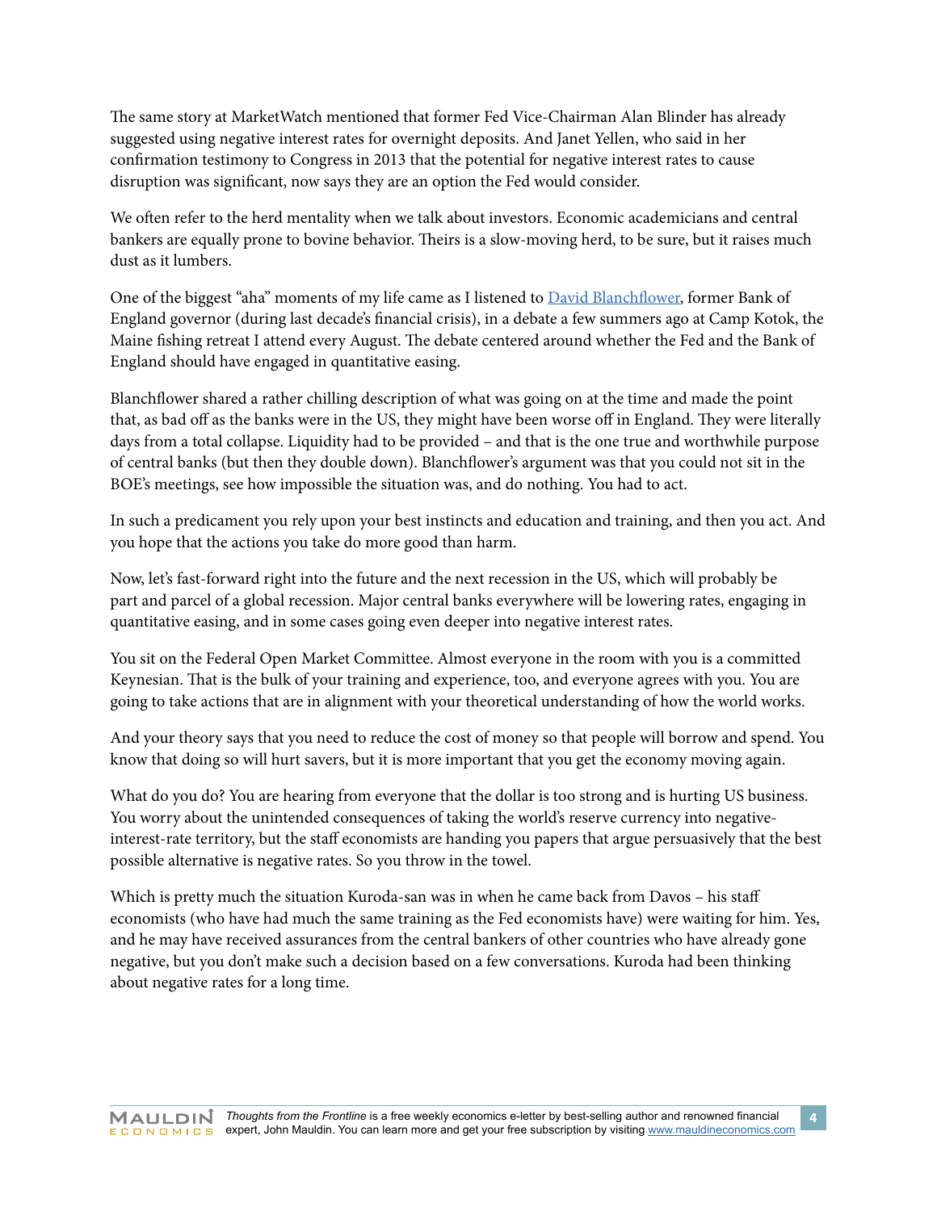The same story at MarketWatch mentioned that former Fed Vice-Chairman Alan Blinder has already suggested using negative interest rates for overnight deposits. And Janet Yellen, who said in her confirmation testimony to Congress in 2013 that the potential for negative interest rates to cause disruption was significant, now says they are an option the Fed would consider.

We often refer to the herd mentality when we talk about investors. Economic academicians and central bankers are equally prone to bovine behavior. Theirs is a slow-moving herd, to be sure, but it raises much dust as it lumbers.

One of the biggest "aha" moments of my life came as I listened to [David Blanchflower](), former Bank of England governor (during last decade's financial crisis), in a debate a few summers ago at Camp Kotok, the Maine fishing retreat I attend every August. The debate centered around whether the Fed and the Bank of England should have engaged in quantitative easing.

Blanchflower shared a rather chilling description of what was going on at the time and made the point that, as bad off as the banks were in the US, they might have been worse off in England. They were literally days from a total collapse. Liquidity had to be provided – and that is the one true and worthwhile purpose of central banks (but then they double down). Blanchflower's argument was that you could not sit in the BOE's meetings, see how impossible the situation was, and do nothing. You had to act.

In such a predicament you rely upon your best instincts and education and training, and then you act. And you hope that the actions you take do more good than harm.

Now, let's fast-forward right into the future and the next recession in the US, which will probably be part and parcel of a global recession. Major central banks everywhere will be lowering rates, engaging in quantitative easing, and in some cases going even deeper into negative interest rates.

You sit on the Federal Open Market Committee. Almost everyone in the room with you is a committed Keynesian. That is the bulk of your training and experience, too, and everyone agrees with you. You are going to take actions that are in alignment with your theoretical understanding of how the world works.

And your theory says that you need to reduce the cost of money so that people will borrow and spend. You know that doing so will hurt savers, but it is more important that you get the economy moving again.

What do you do? You are hearing from everyone that the dollar is too strong and is hurting US business. You worry about the unintended consequences of taking the world's reserve currency into negative-interest-rate territory, but the staff economists are handing you papers that argue persuasively that the best possible alternative is negative rates. So you throw in the towel.

Which is pretty much the situation Kuroda-san was in when he came back from Davos – his staff economists (who have had much the same training as the Fed economists have) were waiting for him. Yes, and he may have received assurances from the central bankers of other countries who have already gone negative, but you don't make such a decision based on a few conversations. Kuroda had been thinking about negative rates for a long time.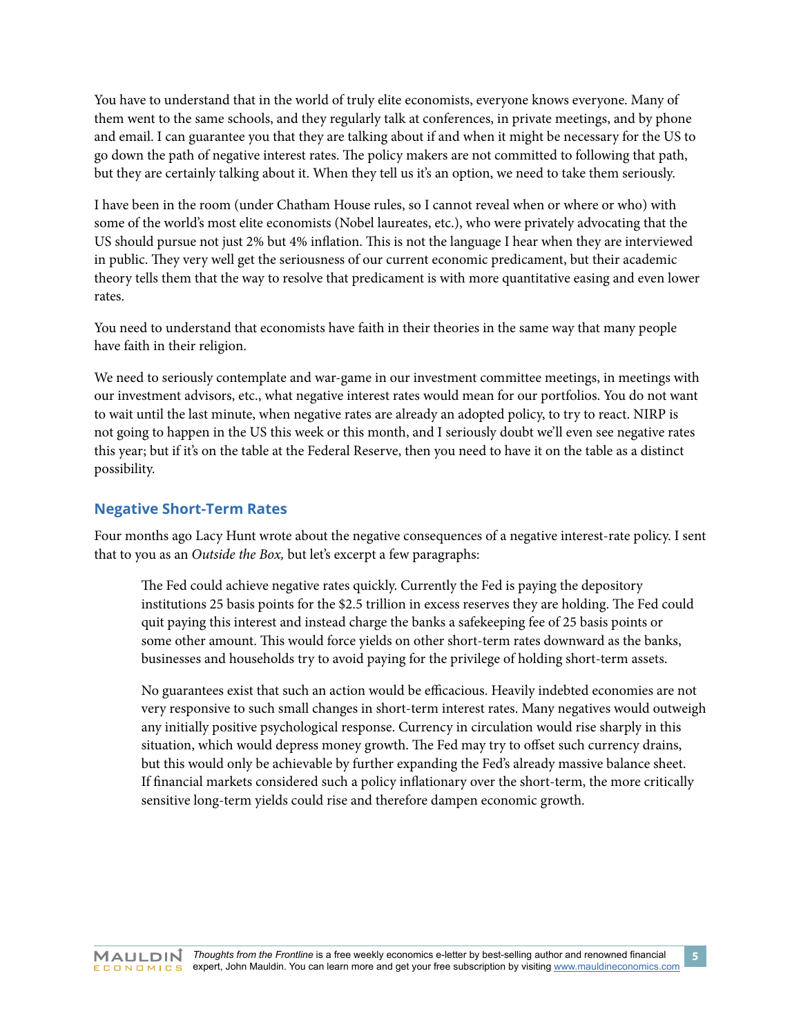You have to understand that in the world of truly elite economists, everyone knows everyone. Many of them went to the same schools, and they regularly talk at conferences, in private meetings, and by phone and email. I can guarantee you that they are talking about if and when it might be necessary for the US to go down the path of negative interest rates. The policy makers are not committed to following that path, but they are certainly talking about it. When they tell us it's an option, we need to take them seriously.

I have been in the room (under Chatham House rules, so I cannot reveal when or where or who) with some of the world's most elite economists (Nobel laureates, etc.), who were privately advocating that the US should pursue not just 2% but 4% inflation. This is not the language I hear when they are interviewed in public. They very well get the seriousness of our current economic predicament, but their academic theory tells them that the way to resolve that predicament is with more quantitative easing and even lower rates.

You need to understand that economists have faith in their theories in the same way that many people have faith in their religion.

We need to seriously contemplate and war-game in our investment committee meetings, in meetings with our investment advisors, etc., what negative interest rates would mean for our portfolios. You do not want to wait until the last minute, when negative rates are already an adopted policy, to try to react. NIRP is not going to happen in the US this week or this month, and I seriously doubt we'll even see negative rates this year; but if it's on the table at the Federal Reserve, then you need to have it on the table as a distinct possibility.

## Negative Short-Term Rates

Four months ago Lacy Hunt wrote about the negative consequences of a negative interest-rate policy. I sent that to you as an *Outside the Box,* but let's excerpt a few paragraphs:

> The Fed could achieve negative rates quickly. Currently the Fed is paying the depository institutions 25 basis points for the $2.5 trillion in excess reserves they are holding. The Fed could quit paying this interest and instead charge the banks a safekeeping fee of 25 basis points or some other amount. This would force yields on other short-term rates downward as the banks, businesses and households try to avoid paying for the privilege of holding short-term assets.
>
> No guarantees exist that such an action would be efficacious. Heavily indebted economies are not very responsive to such small changes in short-term interest rates. Many negatives would outweigh any initially positive psychological response. Currency in circulation would rise sharply in this situation, which would depress money growth. The Fed may try to offset such currency drains, but this would only be achievable by further expanding the Fed's already massive balance sheet. If financial markets considered such a policy inflationary over the short-term, the more critically sensitive long-term yields could rise and therefore dampen economic growth.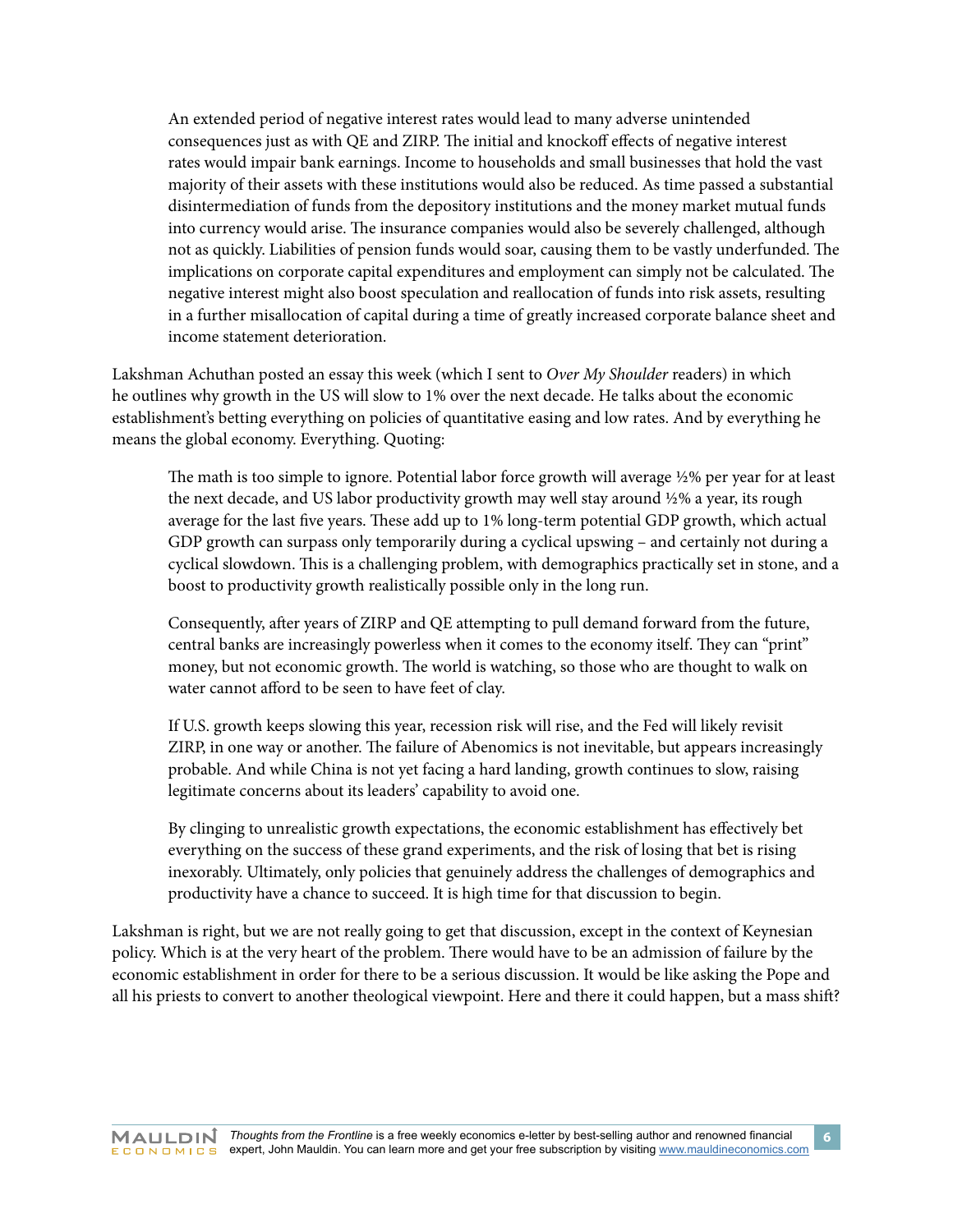> An extended period of negative interest rates would lead to many adverse unintended consequences just as with QE and ZIRP. The initial and knockoff effects of negative interest rates would impair bank earnings. Income to households and small businesses that hold the vast majority of their assets with these institutions would also be reduced. As time passed a substantial disintermediation of funds from the depository institutions and the money market mutual funds into currency would arise. The insurance companies would also be severely challenged, although not as quickly. Liabilities of pension funds would soar, causing them to be vastly underfunded. The implications on corporate capital expenditures and employment can simply not be calculated. The negative interest might also boost speculation and reallocation of funds into risk assets, resulting in a further misallocation of capital during a time of greatly increased corporate balance sheet and income statement deterioration.

Lakshman Achuthan posted an essay this week (which I sent to *Over My Shoulder* readers) in which he outlines why growth in the US will slow to 1% over the next decade. He talks about the economic establishment's betting everything on policies of quantitative easing and low rates. And by everything he means the global economy. Everything. Quoting:

> The math is too simple to ignore. Potential labor force growth will average ½% per year for at least the next decade, and US labor productivity growth may well stay around ½% a year, its rough average for the last five years. These add up to 1% long-term potential GDP growth, which actual GDP growth can surpass only temporarily during a cyclical upswing – and certainly not during a cyclical slowdown. This is a challenging problem, with demographics practically set in stone, and a boost to productivity growth realistically possible only in the long run.
>
> Consequently, after years of ZIRP and QE attempting to pull demand forward from the future, central banks are increasingly powerless when it comes to the economy itself. They can "print" money, but not economic growth. The world is watching, so those who are thought to walk on water cannot afford to be seen to have feet of clay.
>
> If U.S. growth keeps slowing this year, recession risk will rise, and the Fed will likely revisit ZIRP, in one way or another. The failure of Abenomics is not inevitable, but appears increasingly probable. And while China is not yet facing a hard landing, growth continues to slow, raising legitimate concerns about its leaders' capability to avoid one.
>
> By clinging to unrealistic growth expectations, the economic establishment has effectively bet everything on the success of these grand experiments, and the risk of losing that bet is rising inexorably. Ultimately, only policies that genuinely address the challenges of demographics and productivity have a chance to succeed. It is high time for that discussion to begin.

Lakshman is right, but we are not really going to get that discussion, except in the context of Keynesian policy. Which is at the very heart of the problem. There would have to be an admission of failure by the economic establishment in order for there to be a serious discussion. It would be like asking the Pope and all his priests to convert to another theological viewpoint. Here and there it could happen, but a mass shift?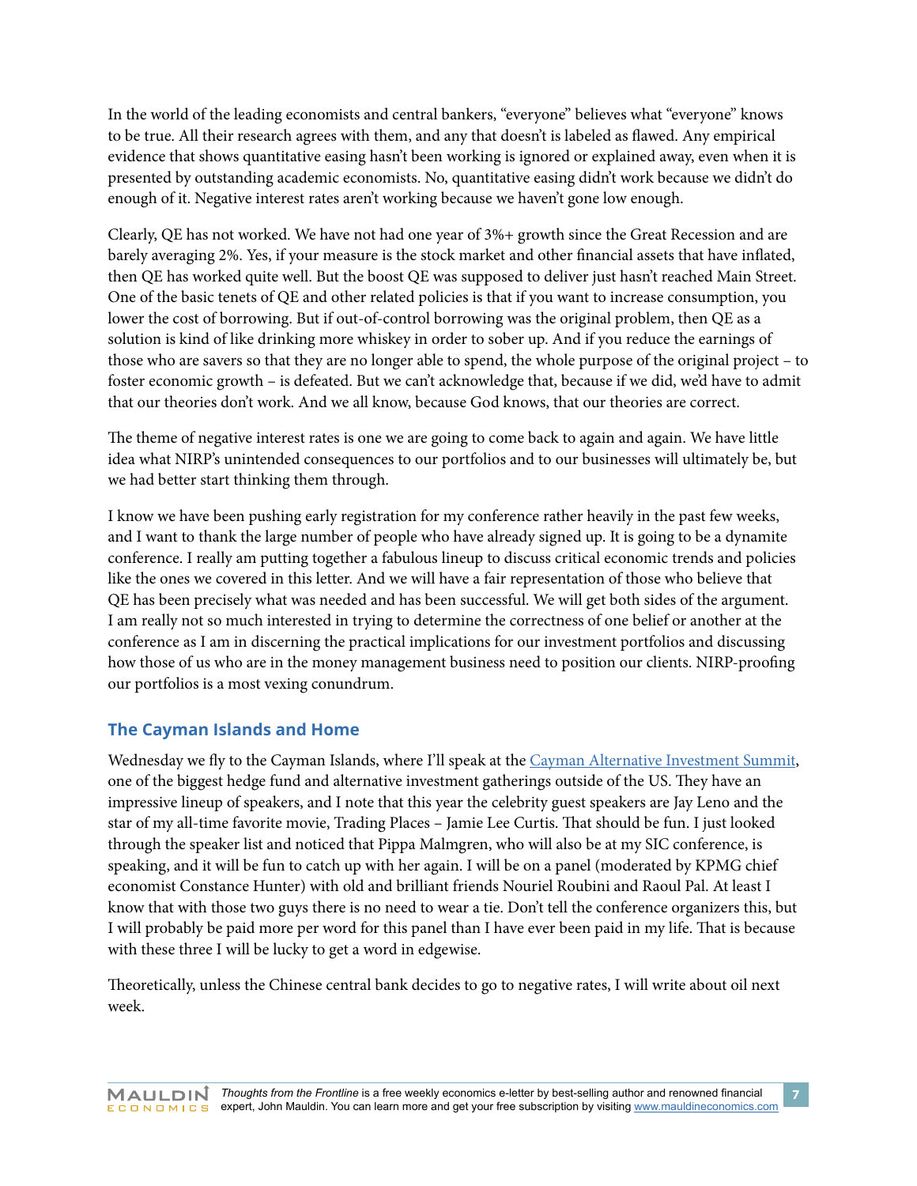In the world of the leading economists and central bankers, "everyone" believes what "everyone" knows to be true. All their research agrees with them, and any that doesn't is labeled as flawed. Any empirical evidence that shows quantitative easing hasn't been working is ignored or explained away, even when it is presented by outstanding academic economists. No, quantitative easing didn't work because we didn't do enough of it. Negative interest rates aren't working because we haven't gone low enough.

Clearly, QE has not worked. We have not had one year of 3%+ growth since the Great Recession and are barely averaging 2%. Yes, if your measure is the stock market and other financial assets that have inflated, then QE has worked quite well. But the boost QE was supposed to deliver just hasn't reached Main Street. One of the basic tenets of QE and other related policies is that if you want to increase consumption, you lower the cost of borrowing. But if out-of-control borrowing was the original problem, then QE as a solution is kind of like drinking more whiskey in order to sober up. And if you reduce the earnings of those who are savers so that they are no longer able to spend, the whole purpose of the original project – to foster economic growth – is defeated. But we can't acknowledge that, because if we did, we'd have to admit that our theories don't work. And we all know, because God knows, that our theories are correct.

The theme of negative interest rates is one we are going to come back to again and again. We have little idea what NIRP's unintended consequences to our portfolios and to our businesses will ultimately be, but we had better start thinking them through.

I know we have been pushing early registration for my conference rather heavily in the past few weeks, and I want to thank the large number of people who have already signed up. It is going to be a dynamite conference. I really am putting together a fabulous lineup to discuss critical economic trends and policies like the ones we covered in this letter. And we will have a fair representation of those who believe that QE has been precisely what was needed and has been successful. We will get both sides of the argument. I am really not so much interested in trying to determine the correctness of one belief or another at the conference as I am in discerning the practical implications for our investment portfolios and discussing how those of us who are in the money management business need to position our clients. NIRP-proofing our portfolios is a most vexing conundrum.

## The Cayman Islands and Home

Wednesday we fly to the Cayman Islands, where I'll speak at the Cayman Alternative Investment Summit, one of the biggest hedge fund and alternative investment gatherings outside of the US. They have an impressive lineup of speakers, and I note that this year the celebrity guest speakers are Jay Leno and the star of my all-time favorite movie, Trading Places – Jamie Lee Curtis. That should be fun. I just looked through the speaker list and noticed that Pippa Malmgren, who will also be at my SIC conference, is speaking, and it will be fun to catch up with her again. I will be on a panel (moderated by KPMG chief economist Constance Hunter) with old and brilliant friends Nouriel Roubini and Raoul Pal. At least I know that with those two guys there is no need to wear a tie. Don't tell the conference organizers this, but I will probably be paid more per word for this panel than I have ever been paid in my life. That is because with these three I will be lucky to get a word in edgewise.

Theoretically, unless the Chinese central bank decides to go to negative rates, I will write about oil next week.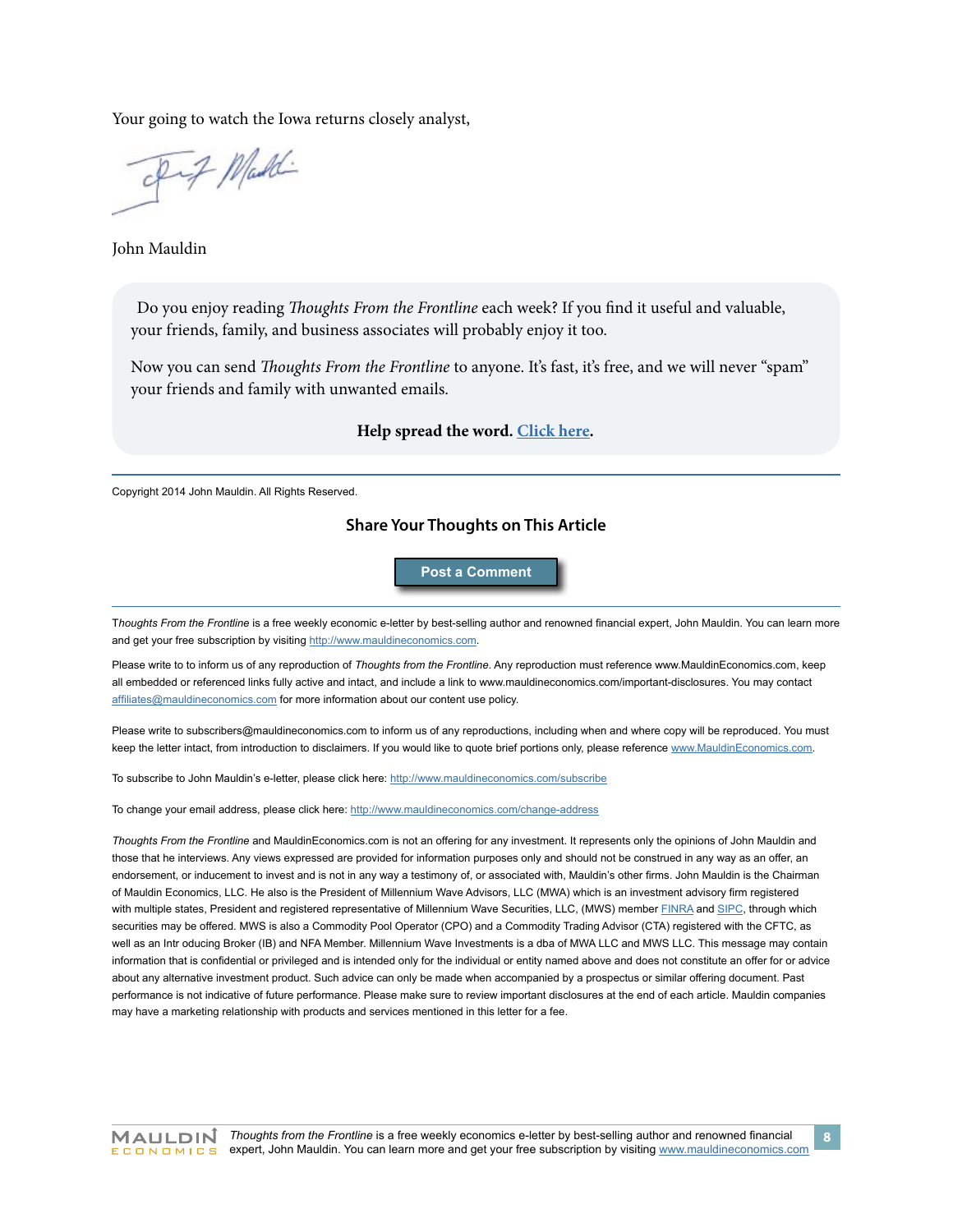Your going to watch the Iowa returns closely analyst,

John Mauldin

Do you enjoy reading *Thoughts From the Frontline* each week? If you find it useful and valuable, your friends, family, and business associates will probably enjoy it too.

Now you can send *Thoughts From the Frontline* to anyone. It's fast, it's free, and we will never "spam" your friends and family with unwanted emails.

**Help spread the word. [Click here](#).**

---

Copyright 2014 John Mauldin. All Rights Reserved.

## Share Your Thoughts on This Article

**Post a Comment**

---

*Thoughts From the Frontline* is a free weekly economic e-letter by best-selling author and renowned financial expert, John Mauldin. You can learn more and get your free subscription by visiting http://www.mauldineconomics.com.

Please write to to inform us of any reproduction of *Thoughts from the Frontline*. Any reproduction must reference www.MauldinEconomics.com, keep all embedded or referenced links fully active and intact, and include a link to www.mauldineconomics.com/important-disclosures. You may contact affiliates@mauldineconomics.com for more information about our content use policy.

Please write to subscribers@mauldineconomics.com to inform us of any reproductions, including when and where copy will be reproduced. You must keep the letter intact, from introduction to disclaimers. If you would like to quote brief portions only, please reference www.MauldinEconomics.com.

To subscribe to John Mauldin's e-letter, please click here: http://www.mauldineconomics.com/subscribe

To change your email address, please click here: http://www.mauldineconomics.com/change-address

*Thoughts From the Frontline* and MauldinEconomics.com is not an offering for any investment. It represents only the opinions of John Mauldin and those that he interviews. Any views expressed are provided for information purposes only and should not be construed in any way as an offer, an endorsement, or inducement to invest and is not in any way a testimony of, or associated with, Mauldin's other firms. John Mauldin is the Chairman of Mauldin Economics, LLC. He also is the President of Millennium Wave Advisors, LLC (MWA) which is an investment advisory firm registered with multiple states, President and registered representative of Millennium Wave Securities, LLC, (MWS) member FINRA and SIPC, through which securities may be offered. MWS is also a Commodity Pool Operator (CPO) and a Commodity Trading Advisor (CTA) registered with the CFTC, as well as an Intr oducing Broker (IB) and NFA Member. Millennium Wave Investments is a dba of MWA LLC and MWS LLC. This message may contain information that is confidential or privileged and is intended only for the individual or entity named above and does not constitute an offer for or advice about any alternative investment product. Such advice can only be made when accompanied by a prospectus or similar offering document. Past performance is not indicative of future performance. Please make sure to review important disclosures at the end of each article. Mauldin companies may have a marketing relationship with products and services mentioned in this letter for a fee.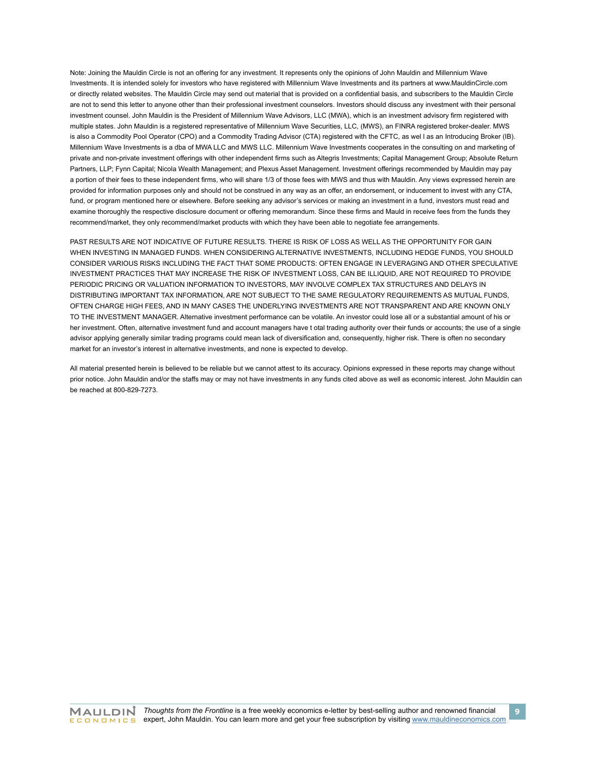Note: Joining the Mauldin Circle is not an offering for any investment. It represents only the opinions of John Mauldin and Millennium Wave Investments. It is intended solely for investors who have registered with Millennium Wave Investments and its partners at www.MauldinCircle.com or directly related websites. The Mauldin Circle may send out material that is provided on a confidential basis, and subscribers to the Mauldin Circle are not to send this letter to anyone other than their professional investment counselors. Investors should discuss any investment with their personal investment counsel. John Mauldin is the President of Millennium Wave Advisors, LLC (MWA), which is an investment advisory firm registered with multiple states. John Mauldin is a registered representative of Millennium Wave Securities, LLC, (MWS), an FINRA registered broker-dealer. MWS is also a Commodity Pool Operator (CPO) and a Commodity Trading Advisor (CTA) registered with the CFTC, as wel l as an Introducing Broker (IB). Millennium Wave Investments is a dba of MWA LLC and MWS LLC. Millennium Wave Investments cooperates in the consulting on and marketing of private and non-private investment offerings with other independent firms such as Altegris Investments; Capital Management Group; Absolute Return Partners, LLP; Fynn Capital; Nicola Wealth Management; and Plexus Asset Management. Investment offerings recommended by Mauldin may pay a portion of their fees to these independent firms, who will share 1/3 of those fees with MWS and thus with Mauldin. Any views expressed herein are provided for information purposes only and should not be construed in any way as an offer, an endorsement, or inducement to invest with any CTA, fund, or program mentioned here or elsewhere. Before seeking any advisor's services or making an investment in a fund, investors must read and examine thoroughly the respective disclosure document or offering memorandum. Since these firms and Mauld in receive fees from the funds they recommend/market, they only recommend/market products with which they have been able to negotiate fee arrangements.

PAST RESULTS ARE NOT INDICATIVE OF FUTURE RESULTS. THERE IS RISK OF LOSS AS WELL AS THE OPPORTUNITY FOR GAIN WHEN INVESTING IN MANAGED FUNDS. WHEN CONSIDERING ALTERNATIVE INVESTMENTS, INCLUDING HEDGE FUNDS, YOU SHOULD CONSIDER VARIOUS RISKS INCLUDING THE FACT THAT SOME PRODUCTS: OFTEN ENGAGE IN LEVERAGING AND OTHER SPECULATIVE INVESTMENT PRACTICES THAT MAY INCREASE THE RISK OF INVESTMENT LOSS, CAN BE ILLIQUID, ARE NOT REQUIRED TO PROVIDE PERIODIC PRICING OR VALUATION INFORMATION TO INVESTORS, MAY INVOLVE COMPLEX TAX STRUCTURES AND DELAYS IN DISTRIBUTING IMPORTANT TAX INFORMATION, ARE NOT SUBJECT TO THE SAME REGULATORY REQUIREMENTS AS MUTUAL FUNDS, OFTEN CHARGE HIGH FEES, AND IN MANY CASES THE UNDERLYING INVESTMENTS ARE NOT TRANSPARENT AND ARE KNOWN ONLY TO THE INVESTMENT MANAGER. Alternative investment performance can be volatile. An investor could lose all or a substantial amount of his or her investment. Often, alternative investment fund and account managers have t otal trading authority over their funds or accounts; the use of a single advisor applying generally similar trading programs could mean lack of diversification and, consequently, higher risk. There is often no secondary market for an investor's interest in alternative investments, and none is expected to develop.

All material presented herein is believed to be reliable but we cannot attest to its accuracy. Opinions expressed in these reports may change without prior notice. John Mauldin and/or the staffs may or may not have investments in any funds cited above as well as economic interest. John Mauldin can be reached at 800-829-7273.